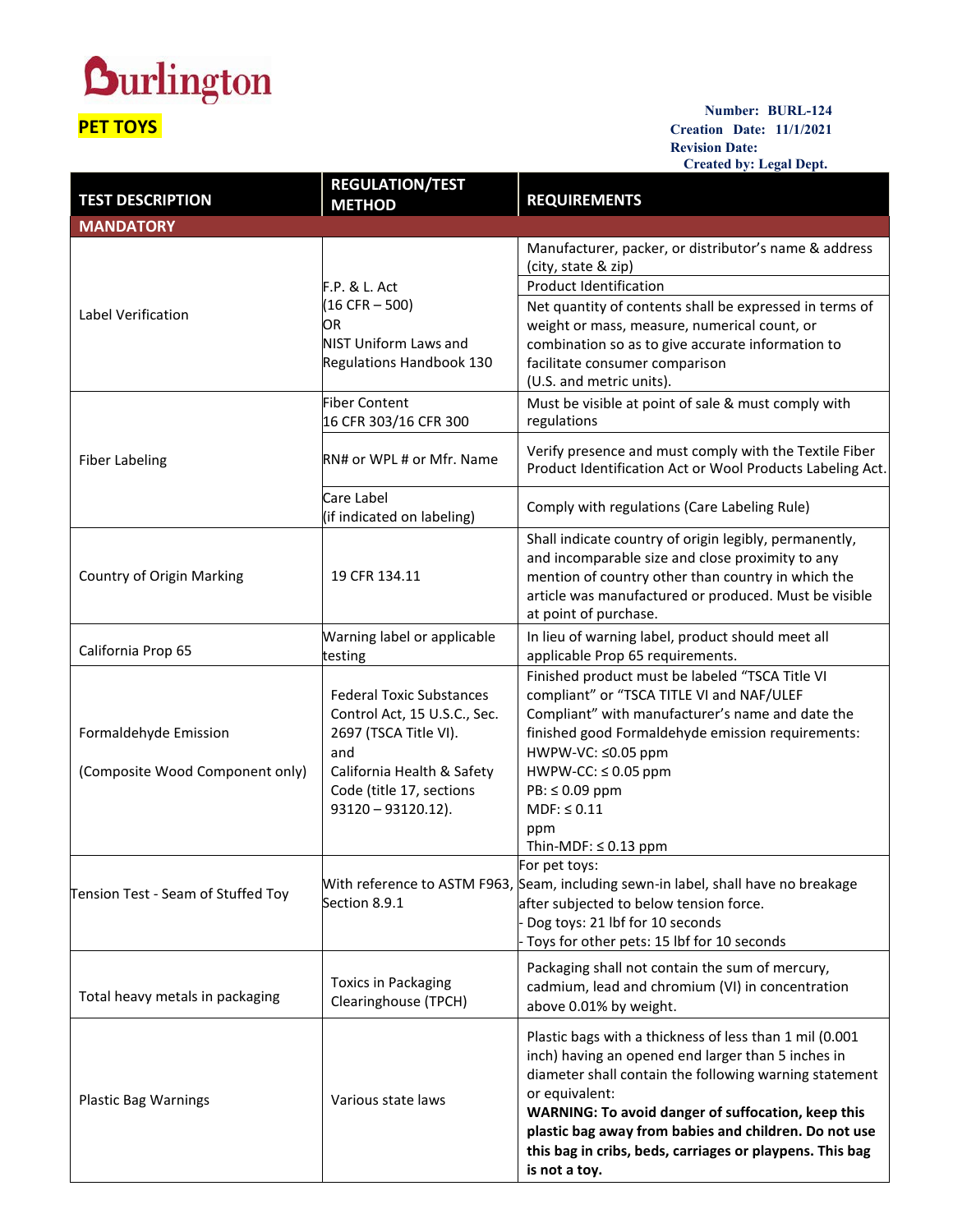# Burlington

**PET TOYS**

**Number: BURL-124**
**Creation Date: 11/1/2021**
**Revision Date:**
**Created by: Legal Dept.**

| TEST DESCRIPTION | REGULATION/TEST METHOD | REQUIREMENTS |
|---|---|---|
| **MANDATORY** | | |
| Label Verification | F.P. & L. Act (16 CFR – 500) OR NIST Uniform Laws and Regulations Handbook 130 | Manufacturer, packer, or distributor's name & address (city, state & zip) |
| | | Product Identification |
| | | Net quantity of contents shall be expressed in terms of weight or mass, measure, numerical count, or combination so as to give accurate information to facilitate consumer comparison (U.S. and metric units). |
| Fiber Labeling | Fiber Content 16 CFR 303/16 CFR 300 | Must be visible at point of sale & must comply with regulations |
| | RN# or WPL # or Mfr. Name | Verify presence and must comply with the Textile Fiber Product Identification Act or Wool Products Labeling Act. |
| | Care Label (if indicated on labeling) | Comply with regulations (Care Labeling Rule) |
| Country of Origin Marking | 19 CFR 134.11 | Shall indicate country of origin legibly, permanently, and incomparable size and close proximity to any mention of country other than country in which the article was manufactured or produced. Must be visible at point of purchase. |
| California Prop 65 | Warning label or applicable testing | In lieu of warning label, product should meet all applicable Prop 65 requirements. |
| Formaldehyde Emission (Composite Wood Component only) | Federal Toxic Substances Control Act, 15 U.S.C., Sec. 2697 (TSCA Title VI). and California Health & Safety Code (title 17, sections 93120 – 93120.12). | Finished product must be labeled "TSCA Title VI compliant" or "TSCA TITLE VI and NAF/ULEF Compliant" with manufacturer's name and date the finished good Formaldehyde emission requirements: HWPW-VC: ≤0.05 ppm HWPW-CC: ≤ 0.05 ppm PB: ≤ 0.09 ppm MDF: ≤ 0.11 ppm Thin-MDF: ≤ 0.13 ppm |
| Tension Test - Seam of Stuffed Toy | With reference to ASTM F963, Section 8.9.1 | For pet toys: Seam, including sewn-in label, shall have no breakage after subjected to below tension force. - Dog toys: 21 lbf for 10 seconds - Toys for other pets: 15 lbf for 10 seconds |
| Total heavy metals in packaging | Toxics in Packaging Clearinghouse (TPCH) | Packaging shall not contain the sum of mercury, cadmium, lead and chromium (VI) in concentration above 0.01% by weight. |
| Plastic Bag Warnings | Various state laws | Plastic bags with a thickness of less than 1 mil (0.001 inch) having an opened end larger than 5 inches in diameter shall contain the following warning statement or equivalent: **WARNING: To avoid danger of suffocation, keep this plastic bag away from babies and children. Do not use this bag in cribs, beds, carriages or playpens. This bag is not a toy.** |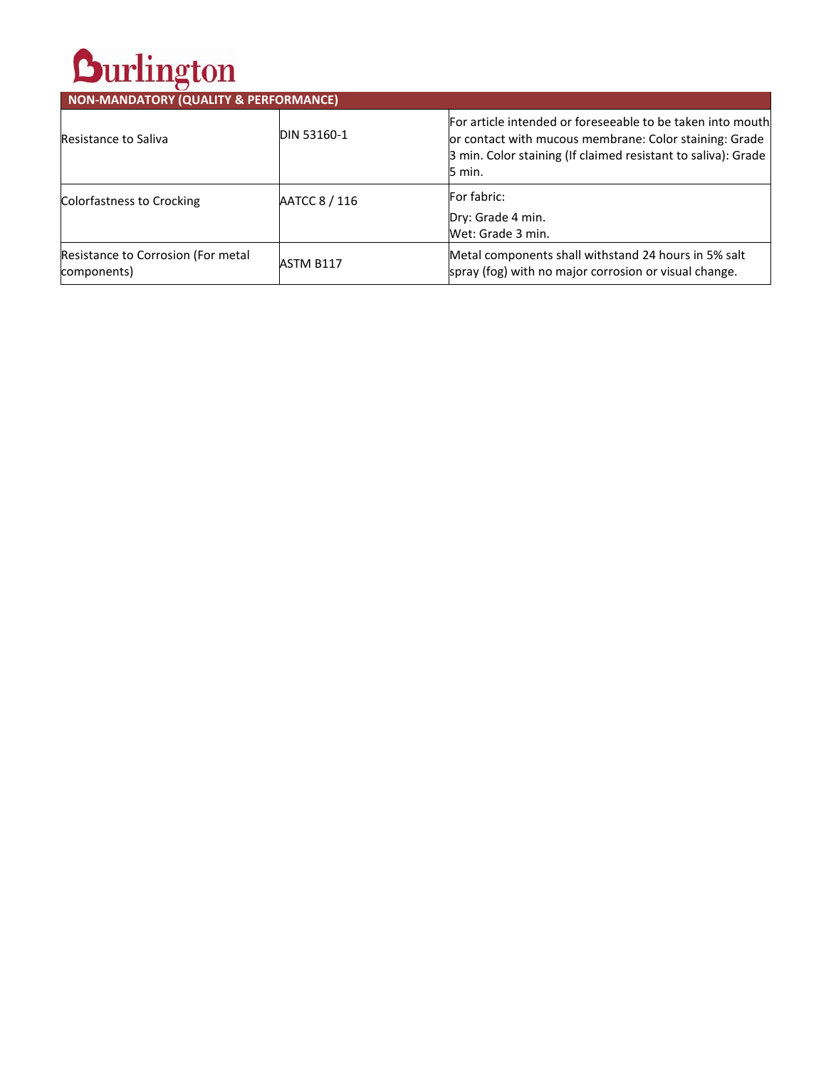Burlington

| NON-MANDATORY (QUALITY & PERFORMANCE) | | |
|---|---|---|
| Resistance to Saliva | DIN 53160-1 | For article intended or foreseeable to be taken into mouth or contact with mucous membrane: Color staining: Grade 3 min. Color staining (If claimed resistant to saliva): Grade 5 min. |
| Colorfastness to Crocking | AATCC 8 / 116 | For fabric:<br>Dry: Grade 4 min.<br>Wet: Grade 3 min. |
| Resistance to Corrosion (For metal components) | ASTM B117 | Metal components shall withstand 24 hours in 5% salt spray (fog) with no major corrosion or visual change. |